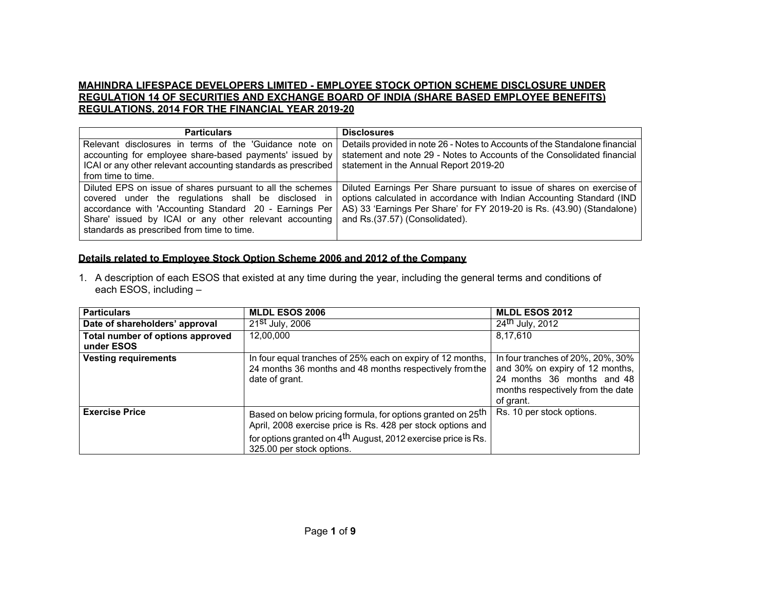## MAHINDRA LIFESPACE DEVELOPERS LIMITED - EMPLOYEE STOCK OPTION SCHEME DISCLOSURE UNDER REGULATION 14 OF SECURITIES AND EXCHANGE BOARD OF INDIA (SHARE BASED EMPLOYEE BENEFITS) REGULATIONS, 2014 FOR THE FINANCIAL YEAR 2019-20

| Particulars | Disclosures |
|---|---|
| Relevant disclosures in terms of the 'Guidance note on accounting for employee share-based payments' issued by ICAI or any other relevant accounting standards as prescribed from time to time. | Details provided in note 26 - Notes to Accounts of the Standalone financial statement and note 29 - Notes to Accounts of the Consolidated financial statement in the Annual Report 2019-20 |
| Diluted EPS on issue of shares pursuant to all the schemes covered under the regulations shall be disclosed in accordance with 'Accounting Standard 20 - Earnings Per Share' issued by ICAI or any other relevant accounting standards as prescribed from time to time. | Diluted Earnings Per Share pursuant to issue of shares on exercise of options calculated in accordance with Indian Accounting Standard (IND AS) 33 'Earnings Per Share' for FY 2019-20 is Rs. (43.90) (Standalone) and Rs.(37.57) (Consolidated). |

### Details related to Employee Stock Option Scheme 2006 and 2012 of the Company

1. A description of each ESOS that existed at any time during the year, including the general terms and conditions of each ESOS, including –

| Particulars | MLDL ESOS 2006 | MLDL ESOS 2012 |
|---|---|---|
| **Date of shareholders' approval** | 21st July, 2006 | 24th July, 2012 |
| **Total number of options approved under ESOS** | 12,00,000 | 8,17,610 |
| **Vesting requirements** | In four equal tranches of 25% each on expiry of 12 months, 24 months 36 months and 48 months respectively from the date of grant. | In four tranches of 20%, 20%, 30% and 30% on expiry of 12 months, 24 months 36 months and 48 months respectively from the date of grant. |
| **Exercise Price** | Based on below pricing formula, for options granted on 25th April, 2008 exercise price is Rs. 428 per stock options and for options granted on 4th August, 2012 exercise price is Rs. 325.00 per stock options. | Rs. 10 per stock options. |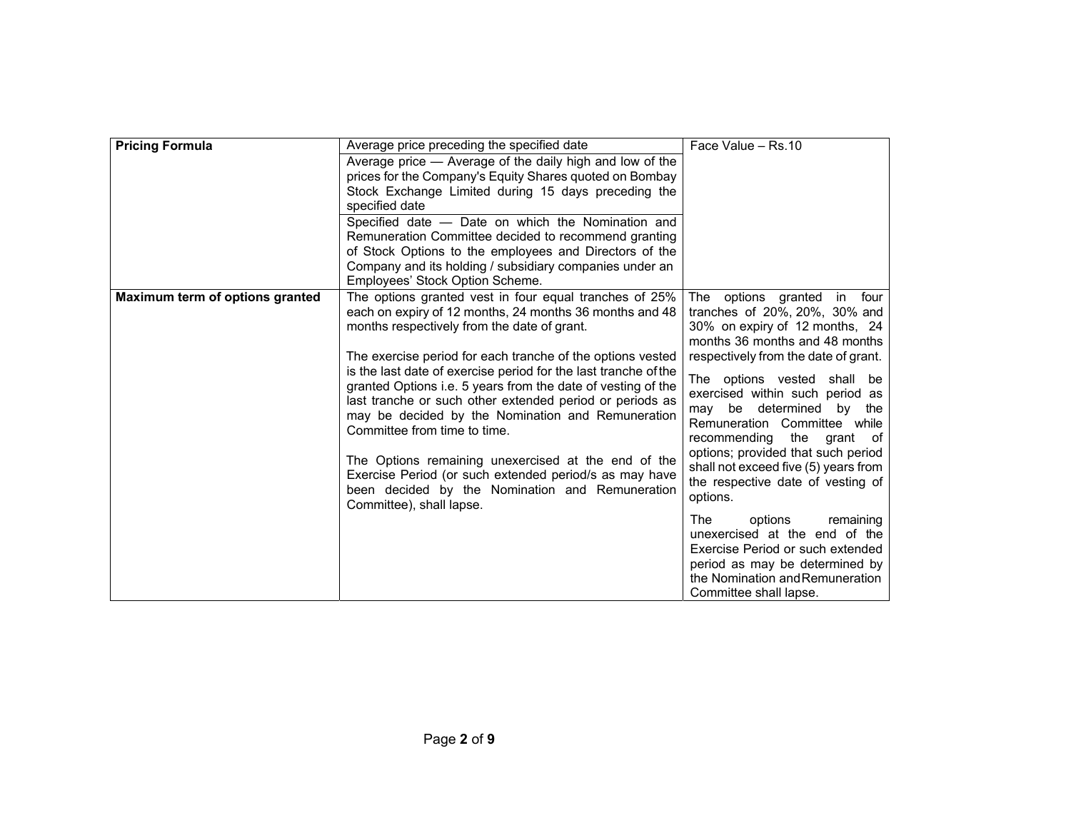| | | |
|---|---|---|
| **Pricing Formula** | Average price preceding the specified date<br><br>Average price — Average of the daily high and low of the prices for the Company's Equity Shares quoted on Bombay Stock Exchange Limited during 15 days preceding the specified date<br><br>Specified date — Date on which the Nomination and Remuneration Committee decided to recommend granting of Stock Options to the employees and Directors of the Company and its holding / subsidiary companies under an Employees' Stock Option Scheme. | Face Value – Rs.10 |
| **Maximum term of options granted** | The options granted vest in four equal tranches of 25% each on expiry of 12 months, 24 months 36 months and 48 months respectively from the date of grant.<br><br>The exercise period for each tranche of the options vested is the last date of exercise period for the last tranche of the granted Options i.e. 5 years from the date of vesting of the last tranche or such other extended period or periods as may be decided by the Nomination and Remuneration Committee from time to time.<br><br>The Options remaining unexercised at the end of the Exercise Period (or such extended period/s as may have been decided by the Nomination and Remuneration Committee), shall lapse. | The options granted in four tranches of 20%, 20%, 30% and 30% on expiry of 12 months, 24 months 36 months and 48 months respectively from the date of grant.<br><br>The options vested shall be exercised within such period as may be determined by the Remuneration Committee while recommending the grant of options; provided that such period shall not exceed five (5) years from the respective date of vesting of options.<br><br>The options remaining unexercised at the end of the Exercise Period or such extended period as may be determined by the Nomination and Remuneration Committee shall lapse. |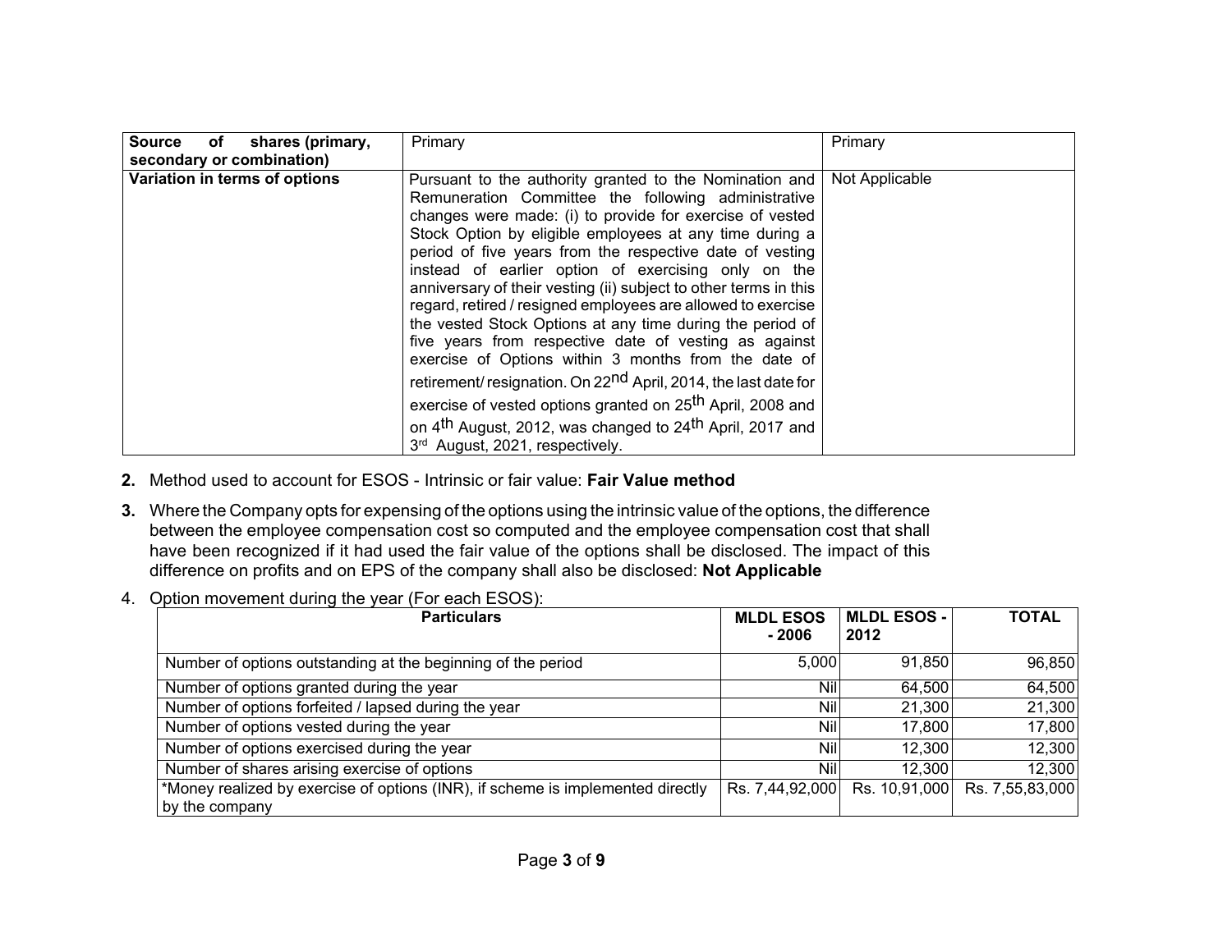| | | |
|---|---|---|
| **Source of shares (primary, secondary or combination)** | Primary | Primary |
| **Variation in terms of options** | Pursuant to the authority granted to the Nomination and Remuneration Committee the following administrative changes were made: (i) to provide for exercise of vested Stock Option by eligible employees at any time during a period of five years from the respective date of vesting instead of earlier option of exercising only on the anniversary of their vesting (ii) subject to other terms in this regard, retired / resigned employees are allowed to exercise the vested Stock Options at any time during the period of five years from respective date of vesting as against exercise of Options within 3 months from the date of retirement/ resignation. On 22nd April, 2014, the last date for exercise of vested options granted on 25th April, 2008 and on 4th August, 2012, was changed to 24th April, 2017 and 3rd August, 2021, respectively. | Not Applicable |

**2.** Method used to account for ESOS - Intrinsic or fair value: **Fair Value method**

**3.** Where the Company opts for expensing of the options using the intrinsic value of the options, the difference between the employee compensation cost so computed and the employee compensation cost that shall have been recognized if it had used the fair value of the options shall be disclosed. The impact of this difference on profits and on EPS of the company shall also be disclosed: **Not Applicable**

4. Option movement during the year (For each ESOS):

| Particulars | MLDL ESOS - 2006 | MLDL ESOS - 2012 | TOTAL |
|---|---|---|---|
| Number of options outstanding at the beginning of the period | 5,000 | 91,850 | 96,850 |
| Number of options granted during the year | Nil | 64,500 | 64,500 |
| Number of options forfeited / lapsed during the year | Nil | 21,300 | 21,300 |
| Number of options vested during the year | Nil | 17,800 | 17,800 |
| Number of options exercised during the year | Nil | 12,300 | 12,300 |
| Number of shares arising exercise of options | Nil | 12,300 | 12,300 |
| *Money realized by exercise of options (INR), if scheme is implemented directly by the company | Rs. 7,44,92,000 | Rs. 10,91,000 | Rs. 7,55,83,000 |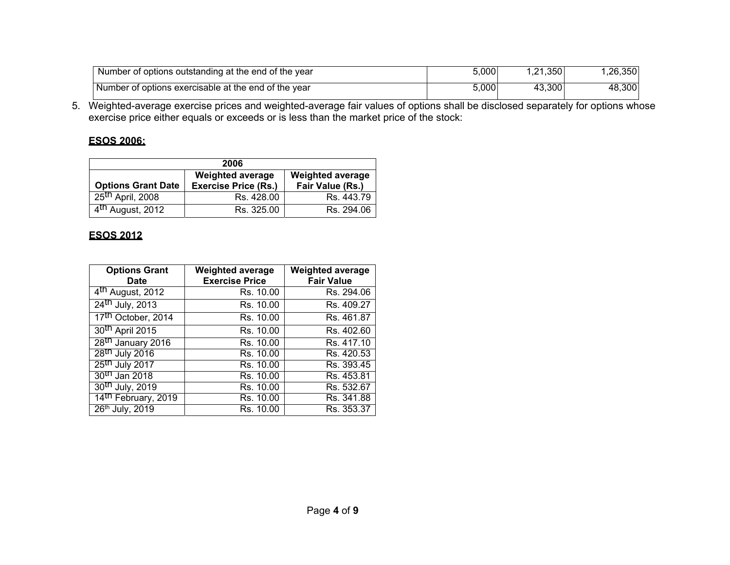| Number of options outstanding at the end of the year | 5,000 | 1,21,350 | 1,26,350 |
|---|---|---|---|
| Number of options exercisable at the end of the year | 5,000 | 43,300 | 48,300 |

5. Weighted-average exercise prices and weighted-average fair values of options shall be disclosed separately for options whose exercise price either equals or exceeds or is less than the market price of the stock:

**ESOS 2006:**

| 2006 | | |
|---|---|---|
| **Options Grant Date** | **Weighted average Exercise Price (Rs.)** | **Weighted average Fair Value (Rs.)** |
| 25th April, 2008 | Rs. 428.00 | Rs. 443.79 |
| 4th August, 2012 | Rs. 325.00 | Rs. 294.06 |

**ESOS 2012**

| Options Grant Date | Weighted average Exercise Price | Weighted average Fair Value |
|---|---|---|
| 4th August, 2012 | Rs. 10.00 | Rs. 294.06 |
| 24th July, 2013 | Rs. 10.00 | Rs. 409.27 |
| 17th October, 2014 | Rs. 10.00 | Rs. 461.87 |
| 30th April 2015 | Rs. 10.00 | Rs. 402.60 |
| 28th January 2016 | Rs. 10.00 | Rs. 417.10 |
| 28th July 2016 | Rs. 10.00 | Rs. 420.53 |
| 25th July 2017 | Rs. 10.00 | Rs. 393.45 |
| 30th Jan 2018 | Rs. 10.00 | Rs. 453.81 |
| 30th July, 2019 | Rs. 10.00 | Rs. 532.67 |
| 14th February, 2019 | Rs. 10.00 | Rs. 341.88 |
| 26th July, 2019 | Rs. 10.00 | Rs. 353.37 |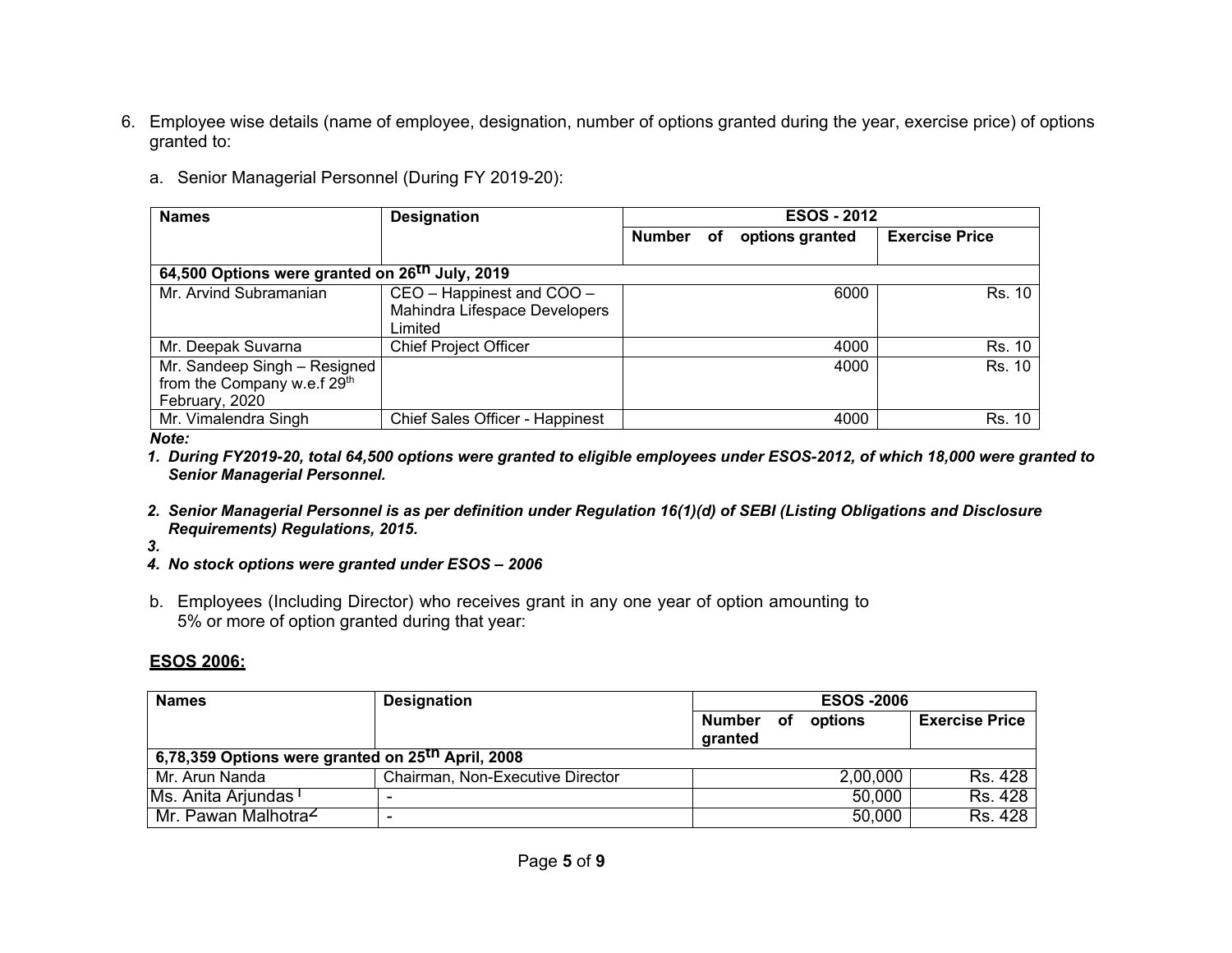6. Employee wise details (name of employee, designation, number of options granted during the year, exercise price) of options granted to:

   a. Senior Managerial Personnel (During FY 2019-20):

| Names | Designation | ESOS - 2012 | |
|---|---|---|---|
| | | Number of options granted | Exercise Price |
| **64,500 Options were granted on 26th July, 2019** | | | |
| Mr. Arvind Subramanian | CEO – Happinest and COO – Mahindra Lifespace Developers Limited | 6000 | Rs. 10 |
| Mr. Deepak Suvarna | Chief Project Officer | 4000 | Rs. 10 |
| Mr. Sandeep Singh – Resigned from the Company w.e.f 29th February, 2020 | | 4000 | Rs. 10 |
| Mr. Vimalendra Singh | Chief Sales Officer - Happinest | 4000 | Rs. 10 |

***Note:***

1. ***During FY2019-20, total 64,500 options were granted to eligible employees under ESOS-2012, of which 18,000 were granted to Senior Managerial Personnel.***
2. ***Senior Managerial Personnel is as per definition under Regulation 16(1)(d) of SEBI (Listing Obligations and Disclosure Requirements) Regulations, 2015.***
3. 
4. ***No stock options were granted under ESOS – 2006***

   b. Employees (Including Director) who receives grant in any one year of option amounting to 5% or more of option granted during that year:

**ESOS 2006:**

| Names | Designation | ESOS -2006 | |
|---|---|---|---|
| | | Number of options granted | Exercise Price |
| **6,78,359 Options were granted on 25th April, 2008** | | | |
| Mr. Arun Nanda | Chairman, Non-Executive Director | 2,00,000 | Rs. 428 |
| Ms. Anita Arjundas [1] | - | 50,000 | Rs. 428 |
| Mr. Pawan Malhotra[2] | - | 50,000 | Rs. 428 |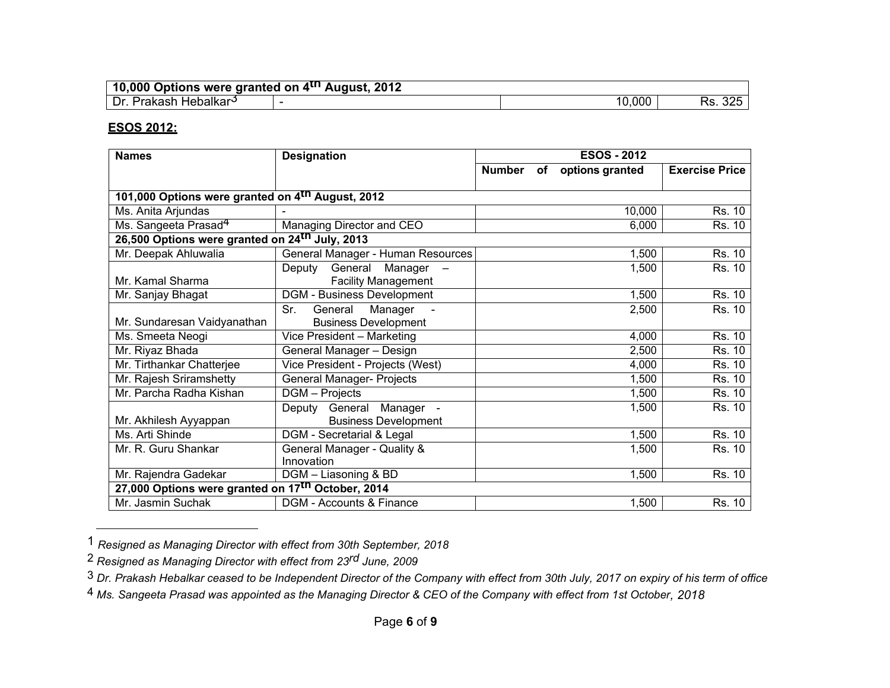| 10,000 Options were granted on 4th August, 2012 | | | |
|---|---|---|---|
| Dr. Prakash Hebalkar[3] | - | 10,000 | Rs. 325 |

**ESOS 2012:**

| Names | Designation | ESOS - 2012 | |
|---|---|---|---|
| | | Number of options granted | Exercise Price |
| **101,000 Options were granted on 4th August, 2012** | | | |
| Ms. Anita Arjundas | - | 10,000 | Rs. 10 |
| Ms. Sangeeta Prasad[4] | Managing Director and CEO | 6,000 | Rs. 10 |
| **26,500 Options were granted on 24th July, 2013** | | | |
| Mr. Deepak Ahluwalia | General Manager - Human Resources | 1,500 | Rs. 10 |
| Mr. Kamal Sharma | Deputy General Manager – Facility Management | 1,500 | Rs. 10 |
| Mr. Sanjay Bhagat | DGM - Business Development | 1,500 | Rs. 10 |
| Mr. Sundaresan Vaidyanathan | Sr. General Manager - Business Development | 2,500 | Rs. 10 |
| Ms. Smeeta Neogi | Vice President – Marketing | 4,000 | Rs. 10 |
| Mr. Riyaz Bhada | General Manager – Design | 2,500 | Rs. 10 |
| Mr. Tirthankar Chatterjee | Vice President - Projects (West) | 4,000 | Rs. 10 |
| Mr. Rajesh Sriramshetty | General Manager- Projects | 1,500 | Rs. 10 |
| Mr. Parcha Radha Kishan | DGM – Projects | 1,500 | Rs. 10 |
| Mr. Akhilesh Ayyappan | Deputy General Manager - Business Development | 1,500 | Rs. 10 |
| Ms. Arti Shinde | DGM - Secretarial & Legal | 1,500 | Rs. 10 |
| Mr. R. Guru Shankar | General Manager - Quality & Innovation | 1,500 | Rs. 10 |
| Mr. Rajendra Gadekar | DGM – Liasoning & BD | 1,500 | Rs. 10 |
| **27,000 Options were granted on 17th October, 2014** | | | |
| Mr. Jasmin Suchak | DGM - Accounts & Finance | 1,500 | Rs. 10 |

---

[1] *Resigned as Managing Director with effect from 30th September, 2018*

[2] *Resigned as Managing Director with effect from 23rd June, 2009*

[3] *Dr. Prakash Hebalkar ceased to be Independent Director of the Company with effect from 30th July, 2017 on expiry of his term of office*

[4] *Ms. Sangeeta Prasad was appointed as the Managing Director & CEO of the Company with effect from 1st October, 2018*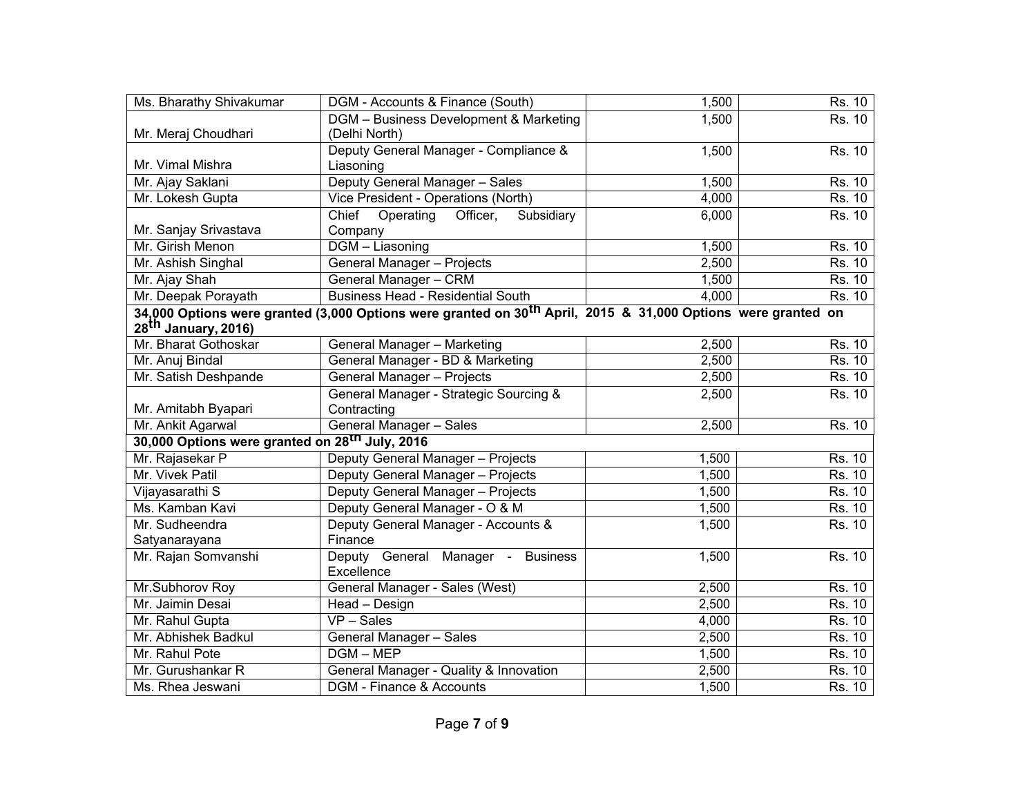| | | | |
|---|---|---|---|
| Ms. Bharathy Shivakumar | DGM - Accounts & Finance (South) | 1,500 | Rs. 10 |
| Mr. Meraj Choudhari | DGM – Business Development & Marketing (Delhi North) | 1,500 | Rs. 10 |
| Mr. Vimal Mishra | Deputy General Manager - Compliance & Liasoning | 1,500 | Rs. 10 |
| Mr. Ajay Saklani | Deputy General Manager – Sales | 1,500 | Rs. 10 |
| Mr. Lokesh Gupta | Vice President - Operations (North) | 4,000 | Rs. 10 |
| Mr. Sanjay Srivastava | Chief Operating Officer, Subsidiary Company | 6,000 | Rs. 10 |
| Mr. Girish Menon | DGM – Liasoning | 1,500 | Rs. 10 |
| Mr. Ashish Singhal | General Manager – Projects | 2,500 | Rs. 10 |
| Mr. Ajay Shah | General Manager – CRM | 1,500 | Rs. 10 |
| Mr. Deepak Porayath | Business Head - Residential South | 4,000 | Rs. 10 |
| **34,000 Options were granted (3,000 Options were granted on 30th April, 2015 & 31,000 Options were granted on 28th January, 2016)** | | | |
| Mr. Bharat Gothoskar | General Manager – Marketing | 2,500 | Rs. 10 |
| Mr. Anuj Bindal | General Manager - BD & Marketing | 2,500 | Rs. 10 |
| Mr. Satish Deshpande | General Manager – Projects | 2,500 | Rs. 10 |
| Mr. Amitabh Byapari | General Manager - Strategic Sourcing & Contracting | 2,500 | Rs. 10 |
| Mr. Ankit Agarwal | General Manager – Sales | 2,500 | Rs. 10 |
| **30,000 Options were granted on 28th July, 2016** | | | |
| Mr. Rajasekar P | Deputy General Manager – Projects | 1,500 | Rs. 10 |
| Mr. Vivek Patil | Deputy General Manager – Projects | 1,500 | Rs. 10 |
| Vijayasarathi S | Deputy General Manager – Projects | 1,500 | Rs. 10 |
| Ms. Kamban Kavi | Deputy General Manager - O & M | 1,500 | Rs. 10 |
| Mr. Sudheendra Satyanarayana | Deputy General Manager - Accounts & Finance | 1,500 | Rs. 10 |
| Mr. Rajan Somvanshi | Deputy General Manager - Business Excellence | 1,500 | Rs. 10 |
| Mr.Subhorov Roy | General Manager - Sales (West) | 2,500 | Rs. 10 |
| Mr. Jaimin Desai | Head – Design | 2,500 | Rs. 10 |
| Mr. Rahul Gupta | VP – Sales | 4,000 | Rs. 10 |
| Mr. Abhishek Badkul | General Manager – Sales | 2,500 | Rs. 10 |
| Mr. Rahul Pote | DGM – MEP | 1,500 | Rs. 10 |
| Mr. Gurushankar R | General Manager - Quality & Innovation | 2,500 | Rs. 10 |
| Ms. Rhea Jeswani | DGM - Finance & Accounts | 1,500 | Rs. 10 |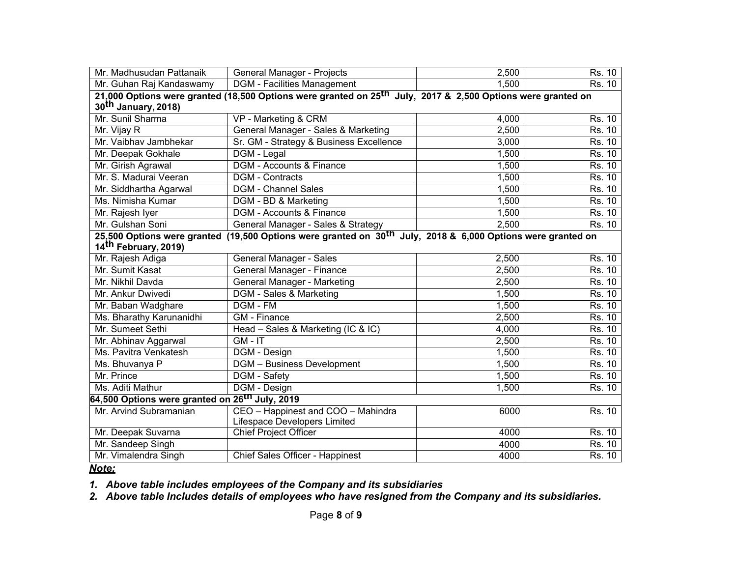| | | | |
|---|---|---|---|
| Mr. Madhusudan Pattanaik | General Manager - Projects | 2,500 | Rs. 10 |
| Mr. Guhan Raj Kandaswamy | DGM - Facilities Management | 1,500 | Rs. 10 |
| **21,000 Options were granted (18,500 Options were granted on 25th July, 2017 & 2,500 Options were granted on 30th January, 2018)** | | | |
| Mr. Sunil Sharma | VP - Marketing & CRM | 4,000 | Rs. 10 |
| Mr. Vijay R | General Manager - Sales & Marketing | 2,500 | Rs. 10 |
| Mr. Vaibhav Jambhekar | Sr. GM - Strategy & Business Excellence | 3,000 | Rs. 10 |
| Mr. Deepak Gokhale | DGM - Legal | 1,500 | Rs. 10 |
| Mr. Girish Agrawal | DGM - Accounts & Finance | 1,500 | Rs. 10 |
| Mr. S. Madurai Veeran | DGM - Contracts | 1,500 | Rs. 10 |
| Mr. Siddhartha Agarwal | DGM - Channel Sales | 1,500 | Rs. 10 |
| Ms. Nimisha Kumar | DGM - BD & Marketing | 1,500 | Rs. 10 |
| Mr. Rajesh Iyer | DGM - Accounts & Finance | 1,500 | Rs. 10 |
| Mr. Gulshan Soni | General Manager - Sales & Strategy | 2,500 | Rs. 10 |
| **25,500 Options were granted (19,500 Options were granted on 30th July, 2018 & 6,000 Options were granted on 14th February, 2019)** | | | |
| Mr. Rajesh Adiga | General Manager - Sales | 2,500 | Rs. 10 |
| Mr. Sumit Kasat | General Manager - Finance | 2,500 | Rs. 10 |
| Mr. Nikhil Davda | General Manager - Marketing | 2,500 | Rs. 10 |
| Mr. Ankur Dwivedi | DGM - Sales & Marketing | 1,500 | Rs. 10 |
| Mr. Baban Wadghare | DGM - FM | 1,500 | Rs. 10 |
| Ms. Bharathy Karunanidhi | GM - Finance | 2,500 | Rs. 10 |
| Mr. Sumeet Sethi | Head – Sales & Marketing (IC & IC) | 4,000 | Rs. 10 |
| Mr. Abhinav Aggarwal | GM - IT | 2,500 | Rs. 10 |
| Ms. Pavitra Venkatesh | DGM - Design | 1,500 | Rs. 10 |
| Ms. Bhuvanya P | DGM – Business Development | 1,500 | Rs. 10 |
| Mr. Prince | DGM - Safety | 1,500 | Rs. 10 |
| Ms. Aditi Mathur | DGM - Design | 1,500 | Rs. 10 |
| **64,500 Options were granted on 26th July, 2019** | | | |
| Mr. Arvind Subramanian | CEO – Happinest and COO – Mahindra Lifespace Developers Limited | 6000 | Rs. 10 |
| Mr. Deepak Suvarna | Chief Project Officer | 4000 | Rs. 10 |
| Mr. Sandeep Singh | | 4000 | Rs. 10 |
| Mr. Vimalendra Singh | Chief Sales Officer - Happinest | 4000 | Rs. 10 |

***Note:***

1. ***Above table includes employees of the Company and its subsidiaries***
2. ***Above table Includes details of employees who have resigned from the Company and its subsidiaries.***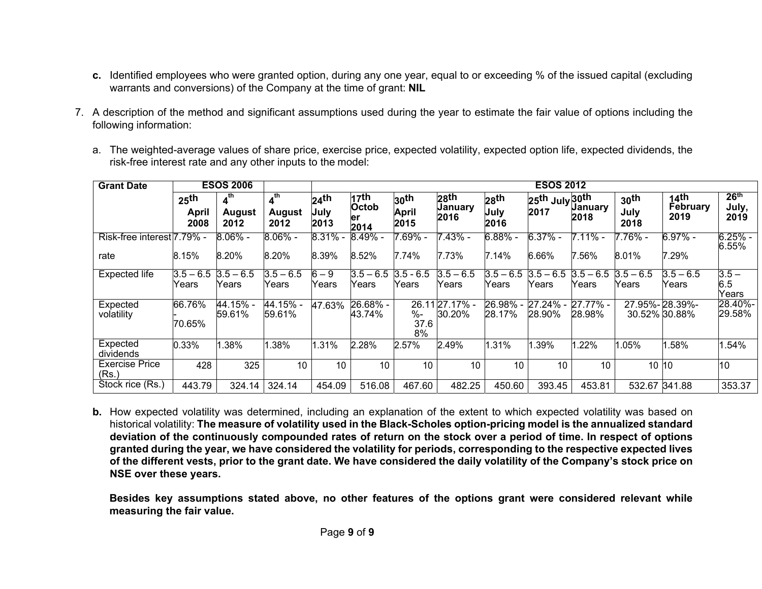c. Identified employees who were granted option, during any one year, equal to or exceeding % of the issued capital (excluding warrants and conversions) of the Company at the time of grant: **NIL**

7. A description of the method and significant assumptions used during the year to estimate the fair value of options including the following information:

   a. The weighted-average values of share price, exercise price, expected volatility, expected option life, expected dividends, the risk-free interest rate and any other inputs to the model:

| Grant Date | ESOS 2006 | | | ESOS 2012 | | | | | | | | | |
|---|---|---|---|---|---|---|---|---|---|---|---|---|---|
| | 25th April 2008 | 4th August 2012 | 4th August 2012 | 24th July 2013 | 17th October 2014 | 30th April 2015 | 28th January 2016 | 28th July 2016 | 25th July 2017 | 30th January 2018 | 30th July 2018 | 14th February 2019 | 26th July, 2019 |
| Risk-free interest rate | 7.79% - 8.15% | 8.06% - 8.20% | 8.06% - 8.20% | 8.31% - 8.39% | 8.49% - 8.52% | 7.69% - 7.74% | 7.43% - 7.73% | 6.88% - 7.14% | 6.37% - 6.66% | 7.11% - 7.56% | 7.76% - 8.01% | 6.97% - 7.29% | 6.25% - 6.55% |
| Expected life | 3.5 – 6.5 Years | 3.5 – 6.5 Years | 3.5 – 6.5 Years | 6 – 9 Years | 3.5 – 6.5 Years | 3.5 - 6.5 Years | 3.5 – 6.5 Years | 3.5 – 6.5 Years | 3.5 – 6.5 Years | 3.5 – 6.5 Years | 3.5 – 6.5 Years | 3.5 – 6.5 Years | 3.5 – 6.5 Years |
| Expected volatility | 66.76% - 70.65% | 44.15% - 59.61% | 44.15% - 59.61% | 47.63% | 26.68% - 43.74% | 26.11 %- 37.68% | 27.17% - 30.20% | 26.98% - 28.17% | 27.24% - 28.90% | 27.77% - 28.98% | 27.95%- 30.52% | 28.39%- 30.88% | 28.40%- 29.58% |
| Expected dividends | 0.33% | 1.38% | 1.38% | 1.31% | 2.28% | 2.57% | 2.49% | 1.31% | 1.39% | 1.22% | 1.05% | 1.58% | 1.54% |
| Exercise Price (Rs.) | 428 | 325 | 10 | 10 | 10 | 10 | 10 | 10 | 10 | 10 | 10 | 10 | 10 |
| Stock rice (Rs.) | 443.79 | 324.14 | 324.14 | 454.09 | 516.08 | 467.60 | 482.25 | 450.60 | 393.45 | 453.81 | 532.67 | 341.88 | 353.37 |

   b. How expected volatility was determined, including an explanation of the extent to which expected volatility was based on historical volatility: **The measure of volatility used in the Black-Scholes option-pricing model is the annualized standard deviation of the continuously compounded rates of return on the stock over a period of time. In respect of options granted during the year, we have considered the volatility for periods, corresponding to the respective expected lives of the different vests, prior to the grant date. We have considered the daily volatility of the Company's stock price on NSE over these years.**

   **Besides key assumptions stated above, no other features of the options grant were considered relevant while measuring the fair value.**